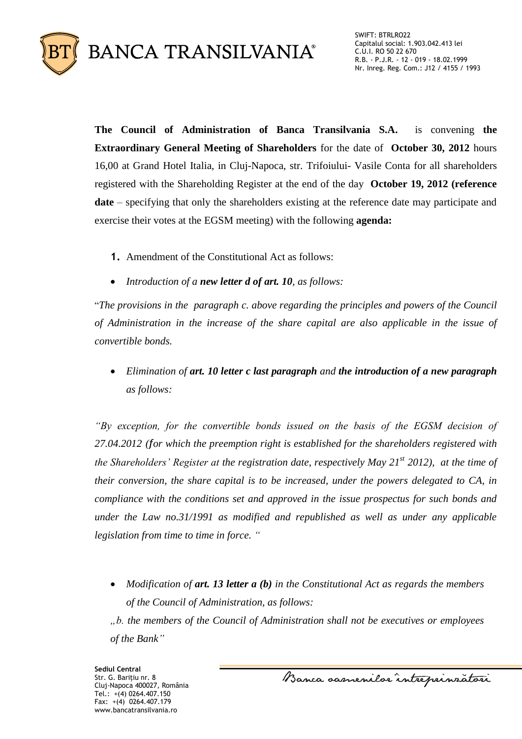**The Council of Administration of Banca Transilvania S.A.** is convening **the Extraordinary General Meeting of Shareholders** for the date of **October 30, 2012** hours 16,00 at Grand Hotel Italia, in Cluj-Napoca, str. Trifoiului- Vasile Conta for all shareholders registered with the Shareholding Register at the end of the day **October 19, 2012 (reference date** – specifying that only the shareholders existing at the reference date may participate and exercise their votes at the EGSM meeting) with the following **agenda:**

1. Amendment of the Constitutional Act as follows:

- *Introduction of a **new letter d of art. 10**, as follows:*

"*The provisions in the paragraph c. above regarding the principles and powers of the Council of Administration in the increase of the share capital are also applicable in the issue of convertible bonds.*

- *Elimination of **art. 10 letter c last paragraph** and **the introduction of a new paragraph** as follows:*

*"By exception, for the convertible bonds issued on the basis of the EGSM decision of 27.04.2012 (for which the preemption right is established for the shareholders registered with the Shareholders' Register at the registration date, respectively May 21st 2012), at the time of their conversion, the share capital is to be increased, under the powers delegated to CA, in compliance with the conditions set and approved in the issue prospectus for such bonds and under the Law no.31/1991 as modified and republished as well as under any applicable legislation from time to time in force. "*

- *Modification of **art. 13 letter a (b)** in the Constitutional Act as regards the members of the Council of Administration, as follows:*

*„b. the members of the Council of Administration shall not be executives or employees of the Bank"*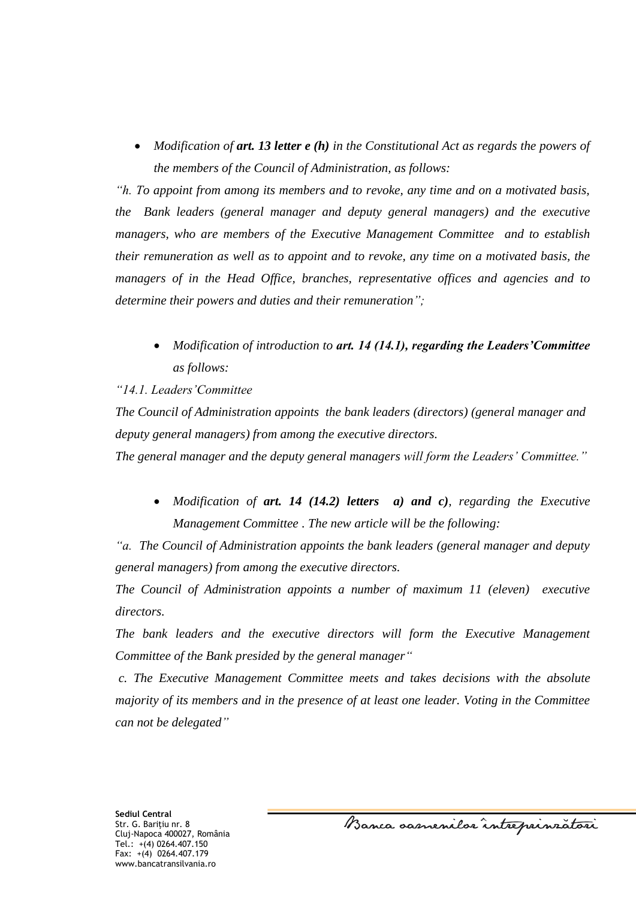- *Modification of **art. 13 letter e (h)** in the Constitutional Act as regards the powers of the members of the Council of Administration, as follows:*

*"h. To appoint from among its members and to revoke, any time and on a motivated basis, the Bank leaders (general manager and deputy general managers) and the executive managers, who are members of the Executive Management Committee and to establish their remuneration as well as to appoint and to revoke, any time on a motivated basis, the managers of in the Head Office, branches, representative offices and agencies and to determine their powers and duties and their remuneration";*

- *Modification of introduction to **art. 14 (14.1), regarding the Leaders'Committee** as follows:*

*"14.1. Leaders'Committee*

*The Council of Administration appoints the bank leaders (directors) (general manager and deputy general managers) from among the executive directors.*

*The general manager and the deputy general managers will form the Leaders' Committee."*

- *Modification of **art. 14 (14.2) letters a) and c)**, regarding the Executive Management Committee . The new article will be the following:*

*"a. The Council of Administration appoints the bank leaders (general manager and deputy general managers) from among the executive directors.*

*The Council of Administration appoints a number of maximum 11 (eleven) executive directors.*

*The bank leaders and the executive directors will form the Executive Management Committee of the Bank presided by the general manager"*

*c. The Executive Management Committee meets and takes decisions with the absolute majority of its members and in the presence of at least one leader. Voting in the Committee can not be delegated"*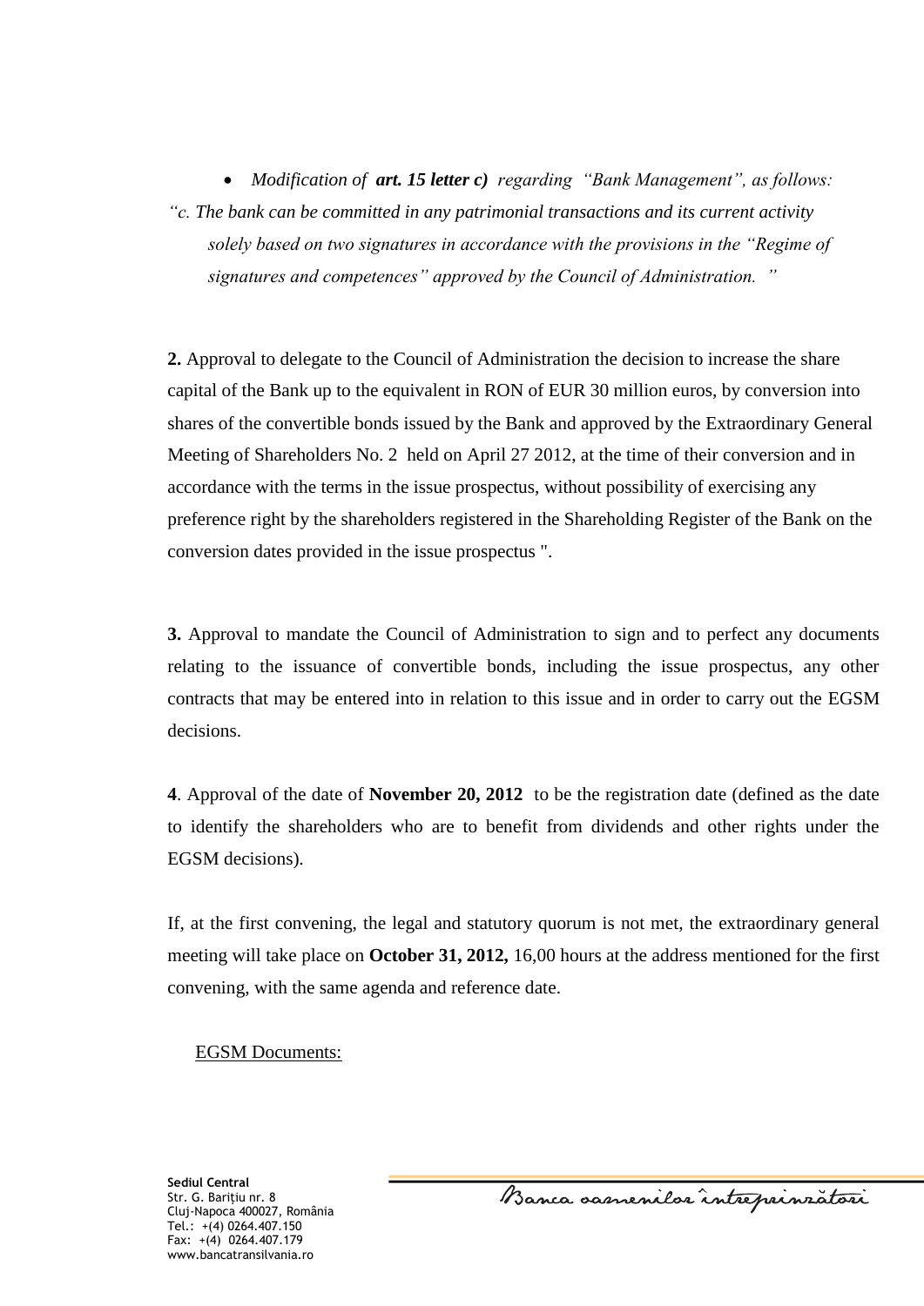- *Modification of **art. 15 letter c)** regarding "Bank Management", as follows:*

*"c. The bank can be committed in any patrimonial transactions and its current activity solely based on two signatures in accordance with the provisions in the "Regime of signatures and competences" approved by the Council of Administration. "*

**2.** Approval to delegate to the Council of Administration the decision to increase the share capital of the Bank up to the equivalent in RON of EUR 30 million euros, by conversion into shares of the convertible bonds issued by the Bank and approved by the Extraordinary General Meeting of Shareholders No. 2 held on April 27 2012, at the time of their conversion and in accordance with the terms in the issue prospectus, without possibility of exercising any preference right by the shareholders registered in the Shareholding Register of the Bank on the conversion dates provided in the issue prospectus ".

**3.** Approval to mandate the Council of Administration to sign and to perfect any documents relating to the issuance of convertible bonds, including the issue prospectus, any other contracts that may be entered into in relation to this issue and in order to carry out the EGSM decisions.

**4**. Approval of the date of **November 20, 2012** to be the registration date (defined as the date to identify the shareholders who are to benefit from dividends and other rights under the EGSM decisions).

If, at the first convening, the legal and statutory quorum is not met, the extraordinary general meeting will take place on **October 31, 2012,** 16,00 hours at the address mentioned for the first convening, with the same agenda and reference date.

EGSM Documents: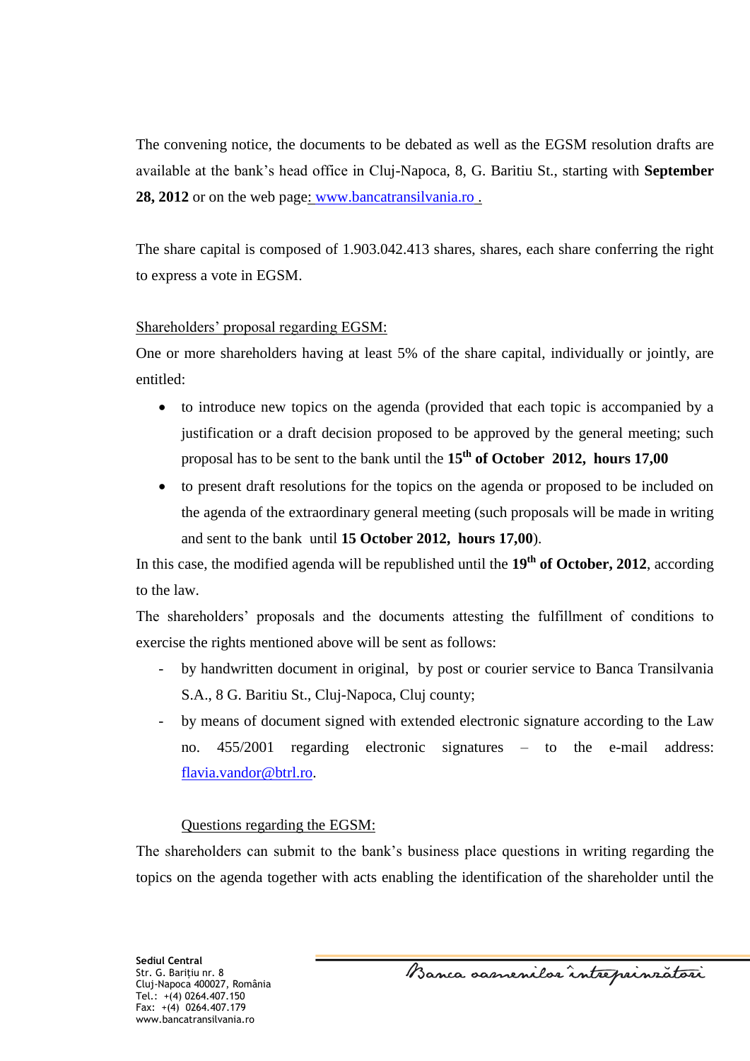The convening notice, the documents to be debated as well as the EGSM resolution drafts are available at the bank's head office in Cluj-Napoca, 8, G. Baritiu St., starting with **September 28, 2012** or on the web page: www.bancatransilvania.ro .

The share capital is composed of 1.903.042.413 shares, shares, each share conferring the right to express a vote in EGSM.

Shareholders' proposal regarding EGSM:

One or more shareholders having at least 5% of the share capital, individually or jointly, are entitled:

- to introduce new topics on the agenda (provided that each topic is accompanied by a justification or a draft decision proposed to be approved by the general meeting; such proposal has to be sent to the bank until the **15th of October 2012, hours 17,00**
- to present draft resolutions for the topics on the agenda or proposed to be included on the agenda of the extraordinary general meeting (such proposals will be made in writing and sent to the bank until **15 October 2012, hours 17,00**).

In this case, the modified agenda will be republished until the **19th of October, 2012**, according to the law.

The shareholders' proposals and the documents attesting the fulfillment of conditions to exercise the rights mentioned above will be sent as follows:

- by handwritten document in original, by post or courier service to Banca Transilvania S.A., 8 G. Baritiu St., Cluj-Napoca, Cluj county;
- by means of document signed with extended electronic signature according to the Law no. 455/2001 regarding electronic signatures – to the e-mail address: flavia.vandor@btrl.ro.

Questions regarding the EGSM:

The shareholders can submit to the bank's business place questions in writing regarding the topics on the agenda together with acts enabling the identification of the shareholder until the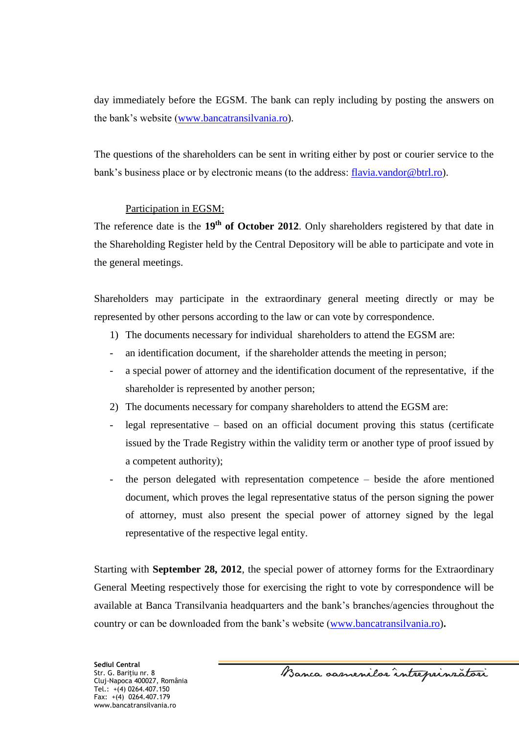day immediately before the EGSM. The bank can reply including by posting the answers on the bank's website (www.bancatransilvania.ro).

The questions of the shareholders can be sent in writing either by post or courier service to the bank's business place or by electronic means (to the address: flavia.vandor@btrl.ro).

Participation in EGSM:

The reference date is the **19th of October 2012**. Only shareholders registered by that date in the Shareholding Register held by the Central Depository will be able to participate and vote in the general meetings.

Shareholders may participate in the extraordinary general meeting directly or may be represented by other persons according to the law or can vote by correspondence.

1) The documents necessary for individual shareholders to attend the EGSM are:
- an identification document, if the shareholder attends the meeting in person;
- a special power of attorney and the identification document of the representative, if the shareholder is represented by another person;

2) The documents necessary for company shareholders to attend the EGSM are:
- legal representative – based on an official document proving this status (certificate issued by the Trade Registry within the validity term or another type of proof issued by a competent authority);
- the person delegated with representation competence – beside the afore mentioned document, which proves the legal representative status of the person signing the power of attorney, must also present the special power of attorney signed by the legal representative of the respective legal entity.

Starting with **September 28, 2012**, the special power of attorney forms for the Extraordinary General Meeting respectively those for exercising the right to vote by correspondence will be available at Banca Transilvania headquarters and the bank's branches/agencies throughout the country or can be downloaded from the bank's website (www.bancatransilvania.ro)**.**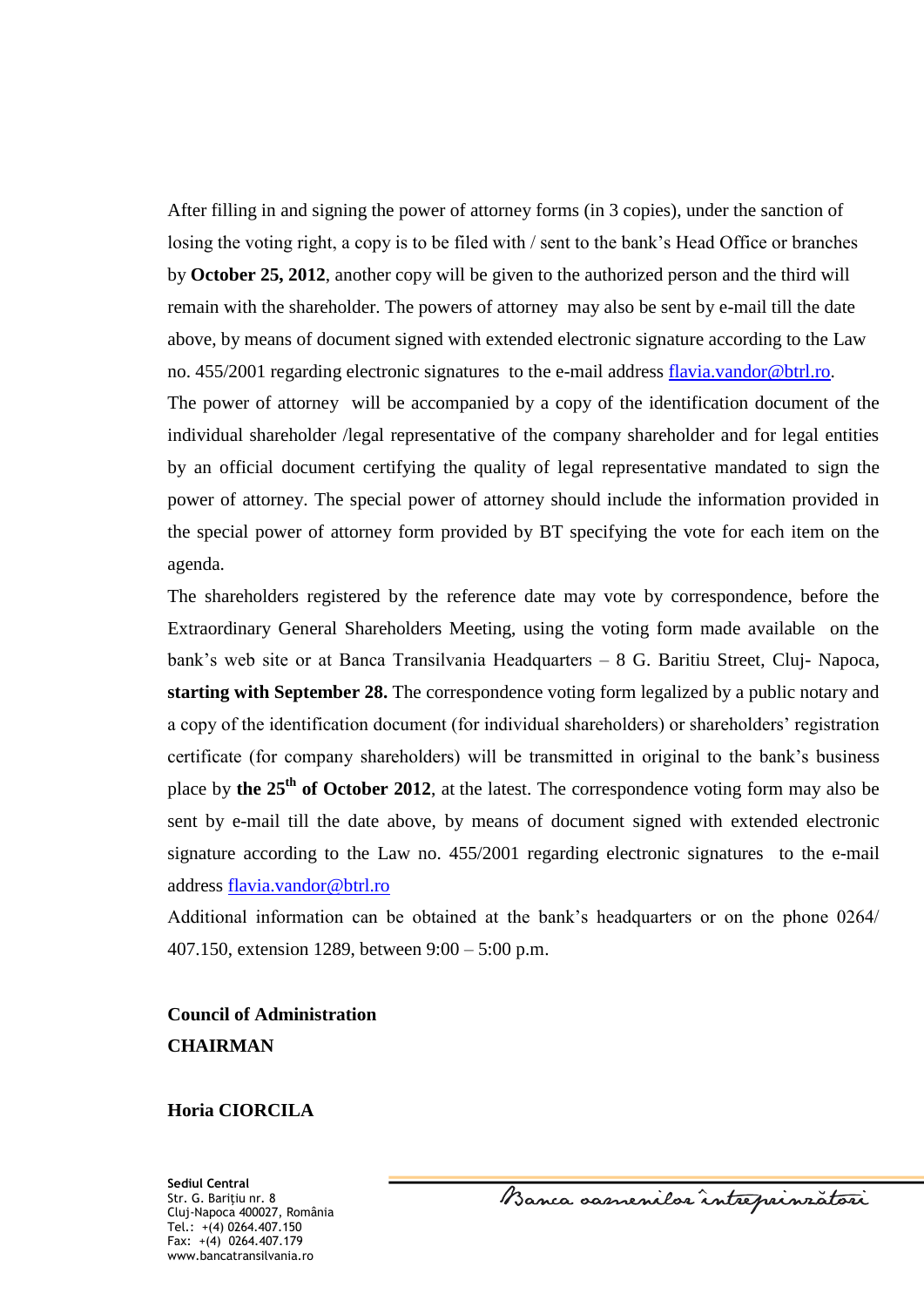After filling in and signing the power of attorney forms (in 3 copies), under the sanction of losing the voting right, a copy is to be filed with / sent to the bank's Head Office or branches by **October 25, 2012**, another copy will be given to the authorized person and the third will remain with the shareholder. The powers of attorney may also be sent by e-mail till the date above, by means of document signed with extended electronic signature according to the Law no. 455/2001 regarding electronic signatures to the e-mail address flavia.vandor@btrl.ro.

The power of attorney will be accompanied by a copy of the identification document of the individual shareholder /legal representative of the company shareholder and for legal entities by an official document certifying the quality of legal representative mandated to sign the power of attorney. The special power of attorney should include the information provided in the special power of attorney form provided by BT specifying the vote for each item on the agenda.

The shareholders registered by the reference date may vote by correspondence, before the Extraordinary General Shareholders Meeting, using the voting form made available on the bank's web site or at Banca Transilvania Headquarters – 8 G. Baritiu Street, Cluj- Napoca, **starting with September 28.** The correspondence voting form legalized by a public notary and a copy of the identification document (for individual shareholders) or shareholders' registration certificate (for company shareholders) will be transmitted in original to the bank's business place by **the 25th of October 2012**, at the latest. The correspondence voting form may also be sent by e-mail till the date above, by means of document signed with extended electronic signature according to the Law no. 455/2001 regarding electronic signatures to the e-mail address flavia.vandor@btrl.ro

Additional information can be obtained at the bank's headquarters or on the phone 0264/ 407.150, extension 1289, between 9:00 – 5:00 p.m.

**Council of Administration**
**CHAIRMAN**

**Horia CIORCILA**